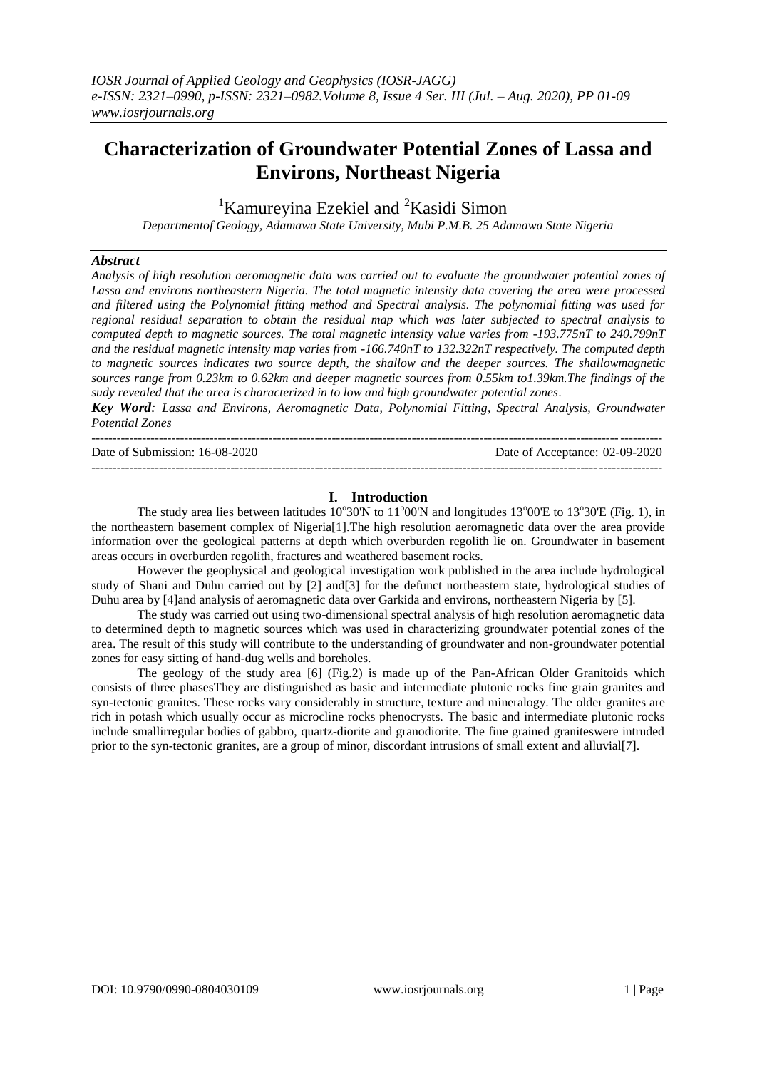# Characterization of Groundwater Potential Zones of Lassa and Environs, Northeast Nigeria

[1]Kamureyina Ezekiel and [2]Kasidi Simon

*Departmentof Geology, Adamawa State University, Mubi P.M.B. 25 Adamawa State Nigeria*

## *Abstract*

*Analysis of high resolution aeromagnetic data was carried out to evaluate the groundwater potential zones of Lassa and environs northeastern Nigeria. The total magnetic intensity data covering the area were processed and filtered using the Polynomial fitting method and Spectral analysis. The polynomial fitting was used for regional residual separation to obtain the residual map which was later subjected to spectral analysis to computed depth to magnetic sources. The total magnetic intensity value varies from -193.775nT to 240.799nT and the residual magnetic intensity map varies from -166.740nT to 132.322nT respectively. The computed depth to magnetic sources indicates two source depth, the shallow and the deeper sources. The shallowmagnetic sources range from 0.23km to 0.62km and deeper magnetic sources from 0.55km to1.39km.The findings of the sudy revealed that the area is characterized in to low and high groundwater potential zones.*

***Key Word**: Lassa and Environs, Aeromagnetic Data, Polynomial Fitting, Spectral Analysis, Groundwater Potential Zones*

---

Date of Submission: 16-08-2020 Date of Acceptance: 02-09-2020

---

## I. Introduction

The study area lies between latitudes 10°30'N to 11°00'N and longitudes 13°00'E to 13°30'E (Fig. 1), in the northeastern basement complex of Nigeria[1].The high resolution aeromagnetic data over the area provide information over the geological patterns at depth which overburden regolith lie on. Groundwater in basement areas occurs in overburden regolith, fractures and weathered basement rocks.

However the geophysical and geological investigation work published in the area include hydrological study of Shani and Duhu carried out by [2] and[3] for the defunct northeastern state, hydrological studies of Duhu area by [4]and analysis of aeromagnetic data over Garkida and environs, northeastern Nigeria by [5].

The study was carried out using two-dimensional spectral analysis of high resolution aeromagnetic data to determined depth to magnetic sources which was used in characterizing groundwater potential zones of the area. The result of this study will contribute to the understanding of groundwater and non-groundwater potential zones for easy sitting of hand-dug wells and boreholes.

The geology of the study area [6] (Fig.2) is made up of the Pan-African Older Granitoids which consists of three phasesThey are distinguished as basic and intermediate plutonic rocks fine grain granites and syn-tectonic granites. These rocks vary considerably in structure, texture and mineralogy. The older granites are rich in potash which usually occur as microcline rocks phenocrysts. The basic and intermediate plutonic rocks include smallirregular bodies of gabbro, quartz-diorite and granodiorite. The fine grained graniteswere intruded prior to the syn-tectonic granites, are a group of minor, discordant intrusions of small extent and alluvial[7].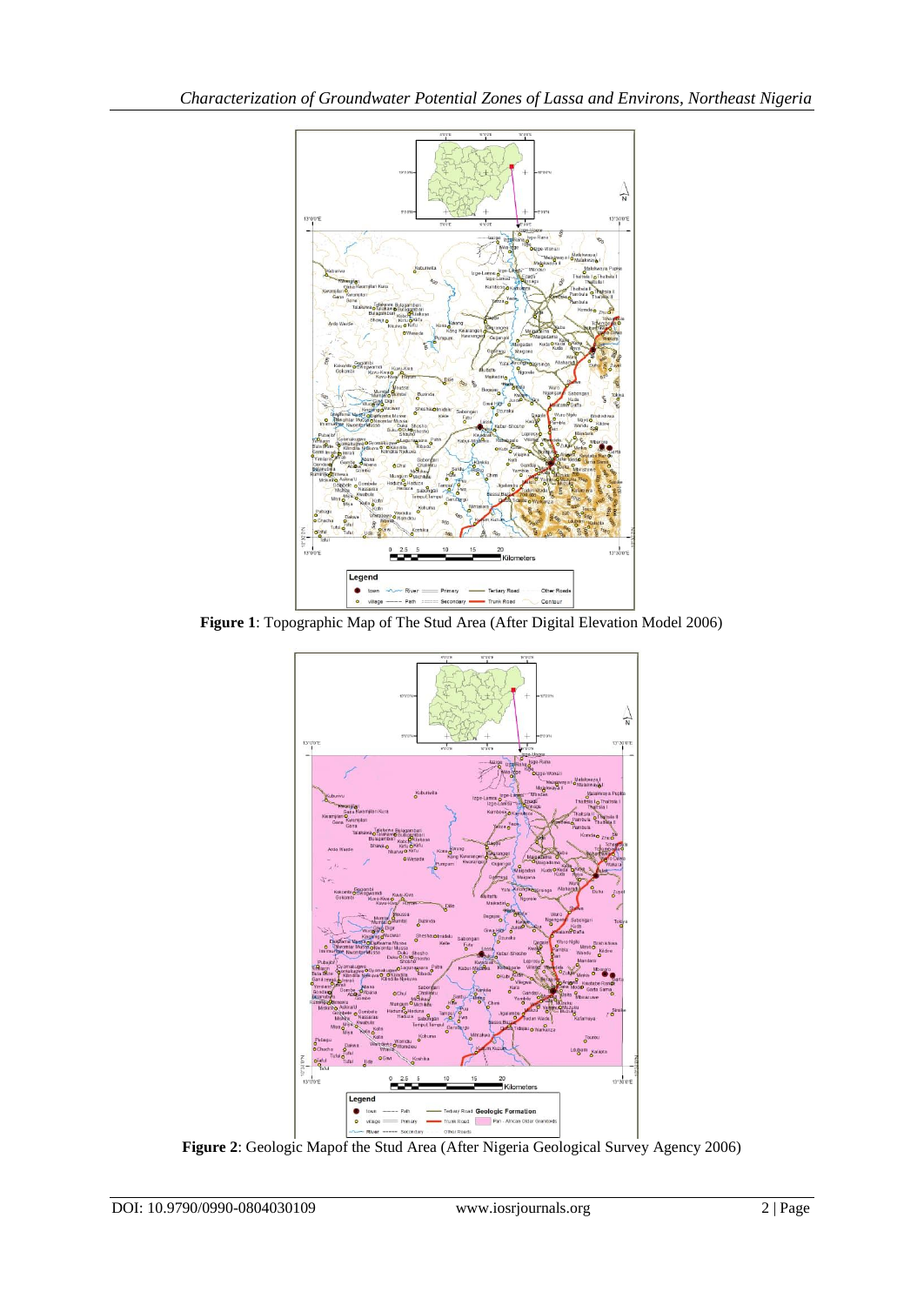**Figure 1**: Topographic Map of The Stud Area (After Digital Elevation Model 2006)

**Figure 2**: Geologic Mapof the Stud Area (After Nigeria Geological Survey Agency 2006)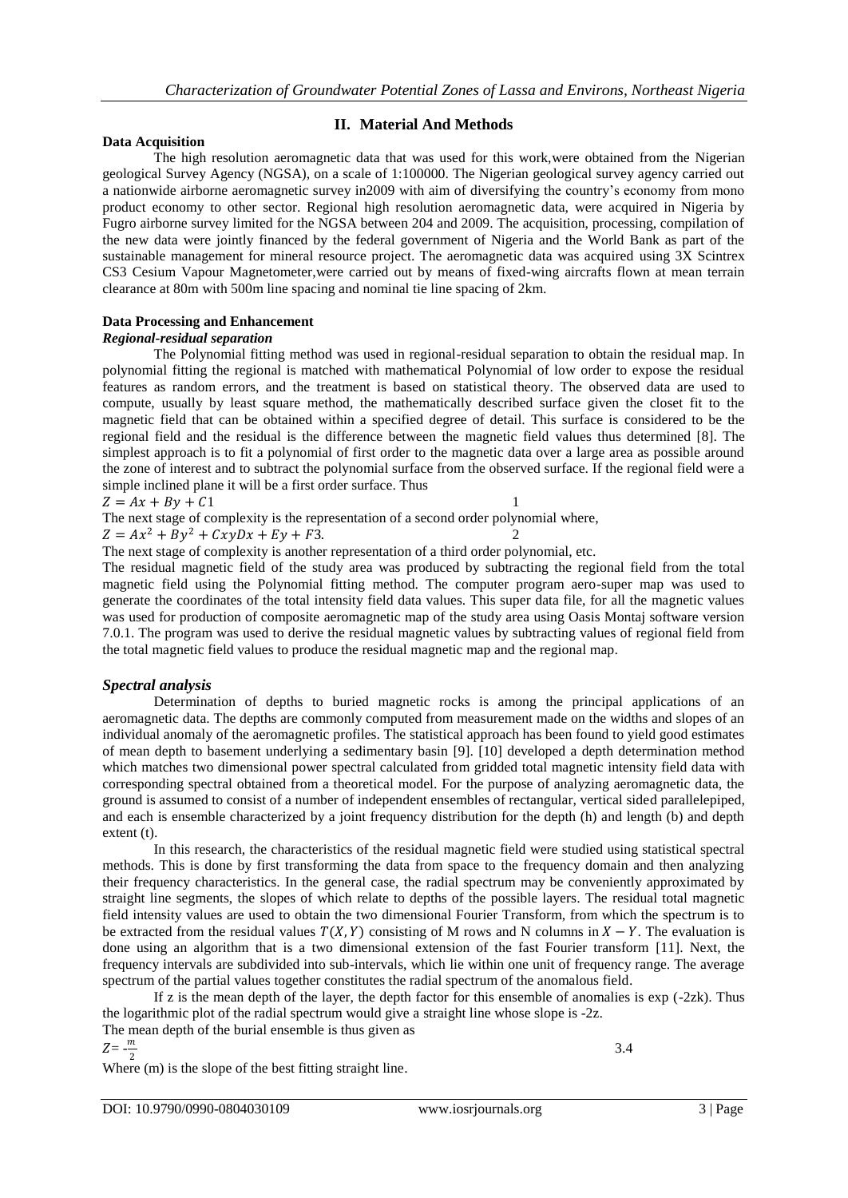## II. Material And Methods

### Data Acquisition

The high resolution aeromagnetic data that was used for this work,were obtained from the Nigerian geological Survey Agency (NGSA), on a scale of 1:100000. The Nigerian geological survey agency carried out a nationwide airborne aeromagnetic survey in2009 with aim of diversifying the country's economy from mono product economy to other sector. Regional high resolution aeromagnetic data, were acquired in Nigeria by Fugro airborne survey limited for the NGSA between 204 and 2009. The acquisition, processing, compilation of the new data were jointly financed by the federal government of Nigeria and the World Bank as part of the sustainable management for mineral resource project. The aeromagnetic data was acquired using 3X Scintrex CS3 Cesium Vapour Magnetometer,were carried out by means of fixed-wing aircrafts flown at mean terrain clearance at 80m with 500m line spacing and nominal tie line spacing of 2km.

### Data Processing and Enhancement

#### *Regional-residual separation*

The Polynomial fitting method was used in regional-residual separation to obtain the residual map. In polynomial fitting the regional is matched with mathematical Polynomial of low order to expose the residual features as random errors, and the treatment is based on statistical theory. The observed data are used to compute, usually by least square method, the mathematically described surface given the closet fit to the magnetic field that can be obtained within a specified degree of detail. This surface is considered to be the regional field and the residual is the difference between the magnetic field values thus determined [8]. The simplest approach is to fit a polynomial of first order to the magnetic data over a large area as possible around the zone of interest and to subtract the polynomial surface from the observed surface. If the regional field were a simple inclined plane it will be a first order surface. Thus

$$Z = Ax + By + C1 \qquad 1$$

The next stage of complexity is the representation of a second order polynomial where,

$$Z = Ax^2 + By^2 + CxyDx + Ey + F3. \qquad 2$$

The next stage of complexity is another representation of a third order polynomial, etc.

The residual magnetic field of the study area was produced by subtracting the regional field from the total magnetic field using the Polynomial fitting method. The computer program aero-super map was used to generate the coordinates of the total intensity field data values. This super data file, for all the magnetic values was used for production of composite aeromagnetic map of the study area using Oasis Montaj software version 7.0.1. The program was used to derive the residual magnetic values by subtracting values of regional field from the total magnetic field values to produce the residual magnetic map and the regional map.

### *Spectral analysis*

Determination of depths to buried magnetic rocks is among the principal applications of an aeromagnetic data. The depths are commonly computed from measurement made on the widths and slopes of an individual anomaly of the aeromagnetic profiles. The statistical approach has been found to yield good estimates of mean depth to basement underlying a sedimentary basin [9]. [10] developed a depth determination method which matches two dimensional power spectral calculated from gridded total magnetic intensity field data with corresponding spectral obtained from a theoretical model. For the purpose of analyzing aeromagnetic data, the ground is assumed to consist of a number of independent ensembles of rectangular, vertical sided parallelepiped, and each is ensemble characterized by a joint frequency distribution for the depth (h) and length (b) and depth extent (t).

In this research, the characteristics of the residual magnetic field were studied using statistical spectral methods. This is done by first transforming the data from space to the frequency domain and then analyzing their frequency characteristics. In the general case, the radial spectrum may be conveniently approximated by straight line segments, the slopes of which relate to depths of the possible layers. The residual total magnetic field intensity values are used to obtain the two dimensional Fourier Transform, from which the spectrum is to be extracted from the residual values $T(X, Y)$ consisting of M rows and N columns in $X - Y$. The evaluation is done using an algorithm that is a two dimensional extension of the fast Fourier transform [11]. Next, the frequency intervals are subdivided into sub-intervals, which lie within one unit of frequency range. The average spectrum of the partial values together constitutes the radial spectrum of the anomalous field.

If z is the mean depth of the layer, the depth factor for this ensemble of anomalies is exp (-2zk). Thus the logarithmic plot of the radial spectrum would give a straight line whose slope is -2z.

The mean depth of the burial ensemble is thus given as

$$Z = -\frac{m}{2} \qquad 3.4$$

Where (m) is the slope of the best fitting straight line.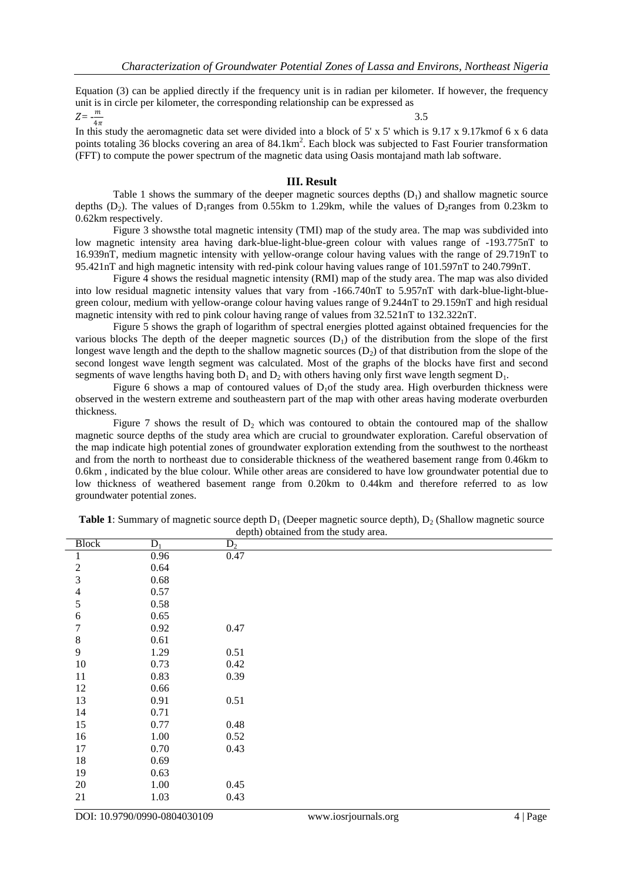Equation (3) can be applied directly if the frequency unit is in radian per kilometer. If however, the frequency unit is in circle per kilometer, the corresponding relationship can be expressed as

$$Z = -\frac{m}{4\pi} \qquad 3.5$$

In this study the aeromagnetic data set were divided into a block of 5' x 5' which is 9.17 x 9.17kmof 6 x 6 data points totaling 36 blocks covering an area of 84.1km$^2$. Each block was subjected to Fast Fourier transformation (FFT) to compute the power spectrum of the magnetic data using Oasis montajand math lab software.

## III. Result

Table 1 shows the summary of the deeper magnetic sources depths ($D_1$) and shallow magnetic source depths ($D_2$). The values of $D_1$ranges from 0.55km to 1.29km, while the values of $D_2$ranges from 0.23km to 0.62km respectively.

Figure 3 showsthe total magnetic intensity (TMI) map of the study area. The map was subdivided into low magnetic intensity area having dark-blue-light-blue-green colour with values range of -193.775nT to 16.939nT, medium magnetic intensity with yellow-orange colour having values with the range of 29.719nT to 95.421nT and high magnetic intensity with red-pink colour having values range of 101.597nT to 240.799nT.

Figure 4 shows the residual magnetic intensity (RMI) map of the study area. The map was also divided into low residual magnetic intensity values that vary from -166.740nT to 5.957nT with dark-blue-light-blue-green colour, medium with yellow-orange colour having values range of 9.244nT to 29.159nT and high residual magnetic intensity with red to pink colour having range of values from 32.521nT to 132.322nT.

Figure 5 shows the graph of logarithm of spectral energies plotted against obtained frequencies for the various blocks The depth of the deeper magnetic sources ($D_1$) of the distribution from the slope of the first longest wave length and the depth to the shallow magnetic sources ($D_2$) of that distribution from the slope of the second longest wave length segment was calculated. Most of the graphs of the blocks have first and second segments of wave lengths having both $D_1$ and $D_2$ with others having only first wave length segment $D_1$.

Figure 6 shows a map of contoured values of $D_1$of the study area. High overburden thickness were observed in the western extreme and southeastern part of the map with other areas having moderate overburden thickness.

Figure 7 shows the result of $D_2$ which was contoured to obtain the contoured map of the shallow magnetic source depths of the study area which are crucial to groundwater exploration. Careful observation of the map indicate high potential zones of groundwater exploration extending from the southwest to the northeast and from the north to northeast due to considerable thickness of the weathered basement range from 0.46km to 0.6km , indicated by the blue colour. While other areas are considered to have low groundwater potential due to low thickness of weathered basement range from 0.20km to 0.44km and therefore referred to as low groundwater potential zones.

**Table 1**: Summary of magnetic source depth $D_1$ (Deeper magnetic source depth), $D_2$ (Shallow magnetic source depth) obtained from the study area.

| Block | $D_1$ | $D_2$ |
|---|---|---|
| 1 | 0.96 | 0.47 |
| 2 | 0.64 | |
| 3 | 0.68 | |
| 4 | 0.57 | |
| 5 | 0.58 | |
| 6 | 0.65 | |
| 7 | 0.92 | 0.47 |
| 8 | 0.61 | |
| 9 | 1.29 | 0.51 |
| 10 | 0.73 | 0.42 |
| 11 | 0.83 | 0.39 |
| 12 | 0.66 | |
| 13 | 0.91 | 0.51 |
| 14 | 0.71 | |
| 15 | 0.77 | 0.48 |
| 16 | 1.00 | 0.52 |
| 17 | 0.70 | 0.43 |
| 18 | 0.69 | |
| 19 | 0.63 | |
| 20 | 1.00 | 0.45 |
| 21 | 1.03 | 0.43 |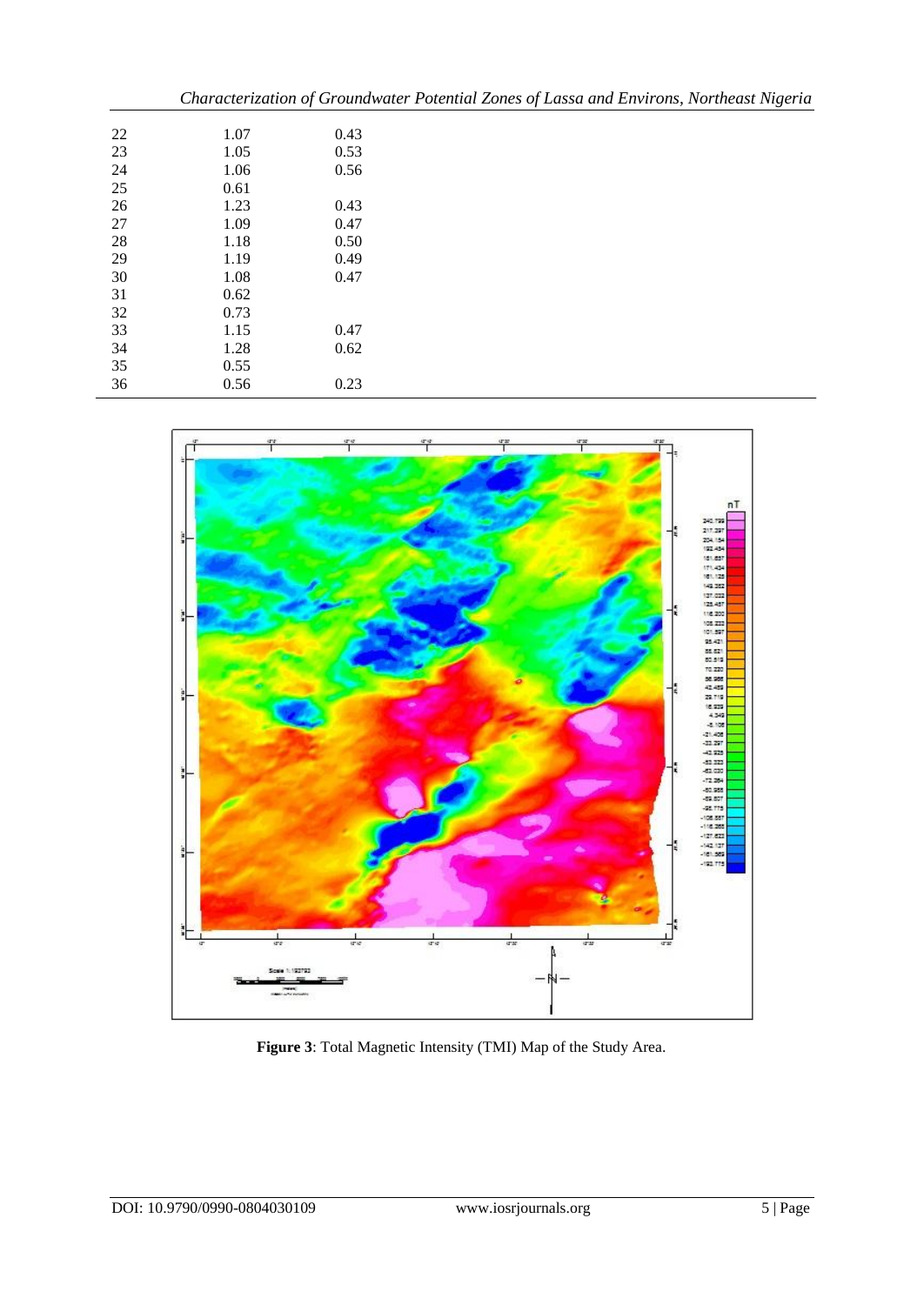| | | |
|---|---|---|
| 22 | 1.07 | 0.43 |
| 23 | 1.05 | 0.53 |
| 24 | 1.06 | 0.56 |
| 25 | 0.61 | |
| 26 | 1.23 | 0.43 |
| 27 | 1.09 | 0.47 |
| 28 | 1.18 | 0.50 |
| 29 | 1.19 | 0.49 |
| 30 | 1.08 | 0.47 |
| 31 | 0.62 | |
| 32 | 0.73 | |
| 33 | 1.15 | 0.47 |
| 34 | 1.28 | 0.62 |
| 35 | 0.55 | |
| 36 | 0.56 | 0.23 |

**Figure 3**: Total Magnetic Intensity (TMI) Map of the Study Area.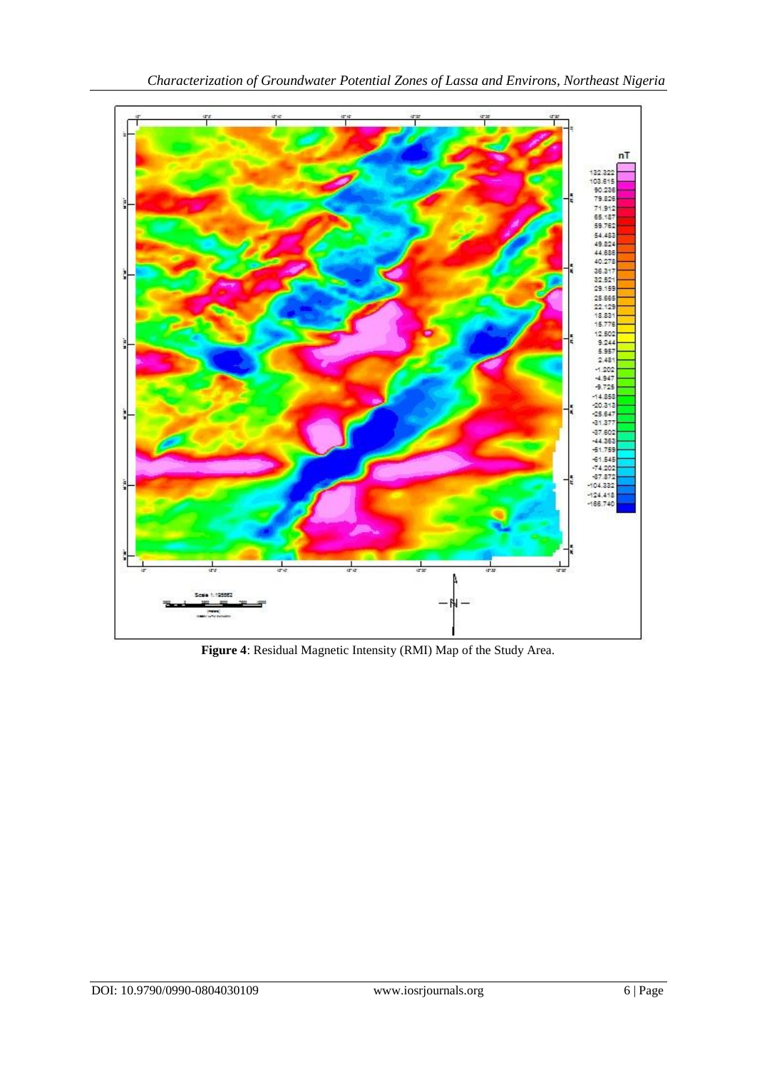**Figure 4**: Residual Magnetic Intensity (RMI) Map of the Study Area.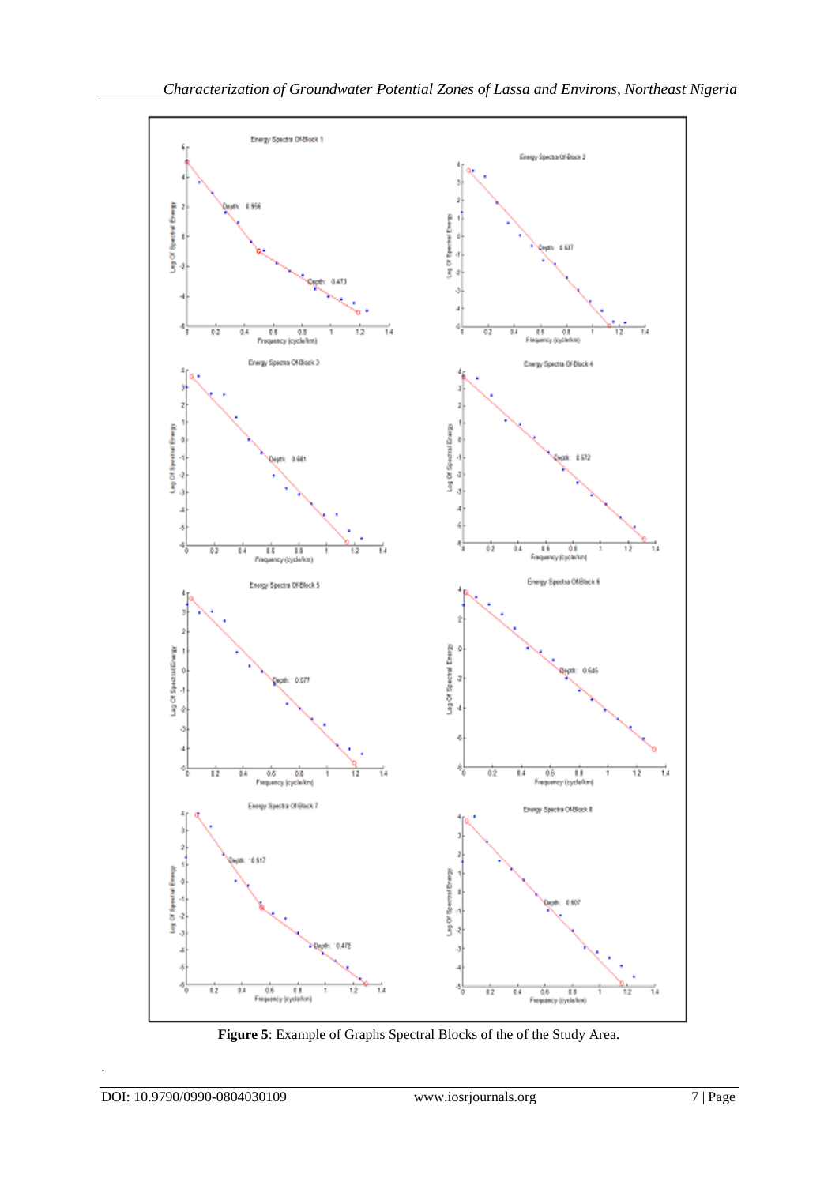**Figure 5**: Example of Graphs Spectral Blocks of the of the Study Area.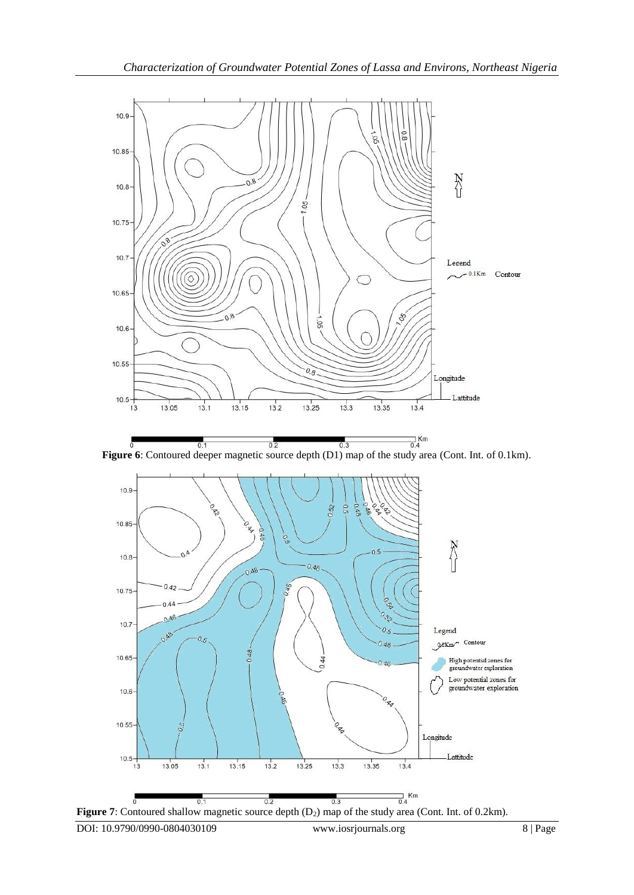**Figure 6**: Contoured deeper magnetic source depth (D1) map of the study area (Cont. Int. of 0.1km).

**Figure 7**: Contoured shallow magnetic source depth ($D_2$) map of the study area (Cont. Int. of 0.2km).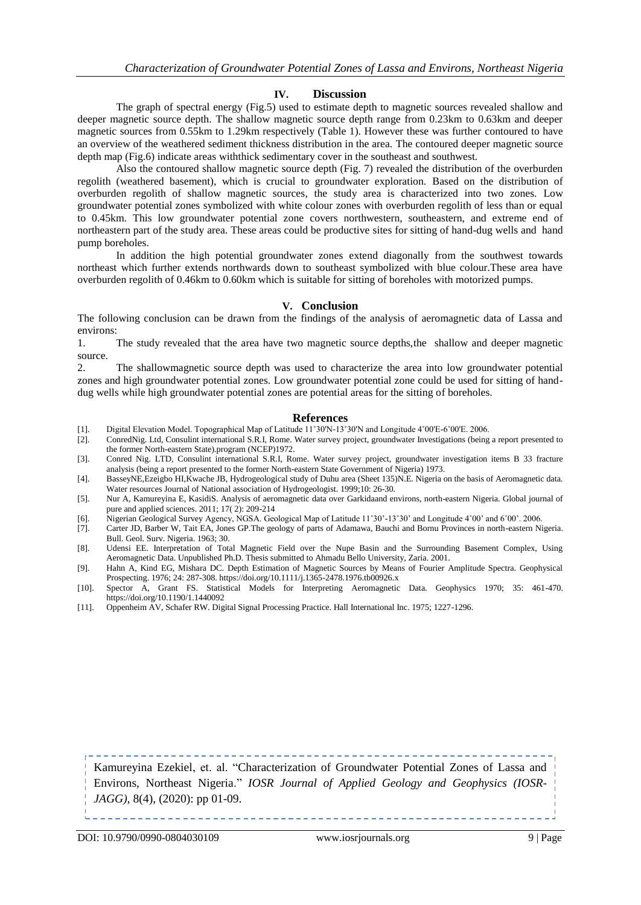## IV. Discussion

The graph of spectral energy (Fig.5) used to estimate depth to magnetic sources revealed shallow and deeper magnetic source depth. The shallow magnetic source depth range from 0.23km to 0.63km and deeper magnetic sources from 0.55km to 1.29km respectively (Table 1). However these was further contoured to have an overview of the weathered sediment thickness distribution in the area. The contoured deeper magnetic source depth map (Fig.6) indicate areas withthick sedimentary cover in the southeast and southwest.

Also the contoured shallow magnetic source depth (Fig. 7) revealed the distribution of the overburden regolith (weathered basement), which is crucial to groundwater exploration. Based on the distribution of overburden regolith of shallow magnetic sources, the study area is characterized into two zones. Low groundwater potential zones symbolized with white colour zones with overburden regolith of less than or equal to 0.45km. This low groundwater potential zone covers northwestern, southeastern, and extreme end of northeastern part of the study area. These areas could be productive sites for sitting of hand-dug wells and hand pump boreholes.

In addition the high potential groundwater zones extend diagonally from the southwest towards northeast which further extends northwards down to southeast symbolized with blue colour.These area have overburden regolith of 0.46km to 0.60km which is suitable for sitting of boreholes with motorized pumps.

## V. Conclusion

The following conclusion can be drawn from the findings of the analysis of aeromagnetic data of Lassa and environs:

1. The study revealed that the area have two magnetic source depths,the shallow and deeper magnetic source.
2. The shallowmagnetic source depth was used to characterize the area into low groundwater potential zones and high groundwater potential zones. Low groundwater potential zone could be used for sitting of hand-dug wells while high groundwater potential zones are potential areas for the sitting of boreholes.

## References

[1]. Digital Elevation Model. Topographical Map of Latitude 11˚30'N-13˚30'N and Longitude 4˚00'E-6˚00'E. 2006.

[2]. ConredNig. Ltd, Consulint international S.R.I, Rome. Water survey project, groundwater Investigations (being a report presented to the former North-eastern State).program (NCEP)1972.

[3]. Conred Nig. LTD, Consulint international S.R.I, Rome. Water survey project, groundwater investigation items B 33 fracture analysis (being a report presented to the former North-eastern State Government of Nigeria) 1973.

[4]. BasseyNE,Ezeigbo HI,Kwache JB, Hydrogeological study of Duhu area (Sheet 135)N.E. Nigeria on the basis of Aeromagnetic data. Water resources Journal of National association of Hydrogeologist. 1999;10: 26-30.

[5]. Nur A, Kamureyina E, KasidiS. Analysis of aeromagnetic data over Garkidaand environs, north-eastern Nigeria. Global journal of pure and applied sciences. 2011; 17( 2): 209-214

[6]. Nigerian Geological Survey Agency, NGSA. Geological Map of Latitude 11˚30'-13˚30' and Longitude 4˚00' and 6˚00'. 2006.

[7]. Carter JD, Barber W, Tait EA, Jones GP.The geology of parts of Adamawa, Bauchi and Bornu Provinces in north-eastern Nigeria. Bull. Geol. Surv. Nigeria. 1963; 30.

[8]. Udensi EE. Interpretation of Total Magnetic Field over the Nupe Basin and the Surrounding Basement Complex, Using Aeromagnetic Data. Unpublished Ph.D. Thesis submitted to Ahmadu Bello University, Zaria. 2001.

[9]. Hahn A, Kind EG, Mishara DC. Depth Estimation of Magnetic Sources by Means of Fourier Amplitude Spectra. Geophysical Prospecting. 1976; 24: 287-308. https://doi.org/10.1111/j.1365-2478.1976.tb00926.x

[10]. Spector A, Grant FS. Statistical Models for Interpreting Aeromagnetic Data. Geophysics 1970; 35: 461-470. https://doi.org/10.1190/1.1440092

[11]. Oppenheim AV, Schafer RW. Digital Signal Processing Practice. Hall International Inc. 1975; 1227-1296.

Kamureyina Ezekiel, et. al. "Characterization of Groundwater Potential Zones of Lassa and Environs, Northeast Nigeria." *IOSR Journal of Applied Geology and Geophysics (IOSR-JAGG),* 8(4), (2020): pp 01-09.